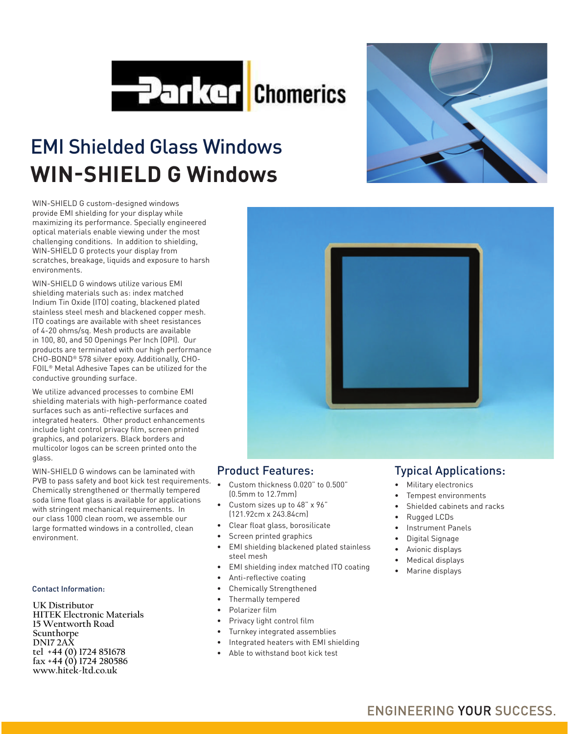# EMI Shielded Glass Windows
# WIN-SHIELD G Windows

WIN-SHIELD G custom-designed windows provide EMI shielding for your display while maximizing its performance. Specially engineered optical materials enable viewing under the most challenging conditions. In addition to shielding, WIN-SHIELD G protects your display from scratches, breakage, liquids and exposure to harsh environments.

WIN-SHIELD G windows utilize various EMI shielding materials such as: index matched Indium Tin Oxide (ITO) coating, blackened plated stainless steel mesh and blackened copper mesh. ITO coatings are available with sheet resistances of 4-20 ohms/sq. Mesh products are available in 100, 80, and 50 Openings Per Inch (OPI). Our products are terminated with our high performance CHO-BOND® 578 silver epoxy. Additionally, CHO-FOIL® Metal Adhesive Tapes can be utilized for the conductive grounding surface.

We utilize advanced processes to combine EMI shielding materials with high-performance coated surfaces such as anti-reflective surfaces and integrated heaters. Other product enhancements include light control privacy film, screen printed graphics, and polarizers. Black borders and multicolor logos can be screen printed onto the glass.

WIN-SHIELD G windows can be laminated with PVB to pass safety and boot kick test requirements. Chemically strengthened or thermally tempered soda lime float glass is available for applications with stringent mechanical requirements. In our class 1000 clean room, we assemble our large formatted windows in a controlled, clean environment.

## Product Features:

- Custom thickness 0.020" to 0.500" (0.5mm to 12.7mm)
- Custom sizes up to 48" x 96" (121.92cm x 243.84cm)
- Clear float glass, borosilicate
- Screen printed graphics
- EMI shielding blackened plated stainless steel mesh
- EMI shielding index matched ITO coating
- Anti-reflective coating
- Chemically Strengthened
- Thermally tempered
- Polarizer film
- Privacy light control film
- Turnkey integrated assemblies
- Integrated heaters with EMI shielding
- Able to withstand boot kick test

## Typical Applications:

- Military electronics
- Tempest environments
- Shielded cabinets and racks
- Rugged LCDs
- Instrument Panels
- Digital Signage
- Avionic displays
- Medical displays
- Marine displays

### Contact Information:

UK Distributor
HITEK Electronic Materials
15 Wentworth Road
Scunthorpe
DN17 2AX
tel +44 (0) 1724 851678
fax +44 (0) 1724 280586
www.hitek-ltd.co.uk

ENGINEERING YOUR SUCCESS.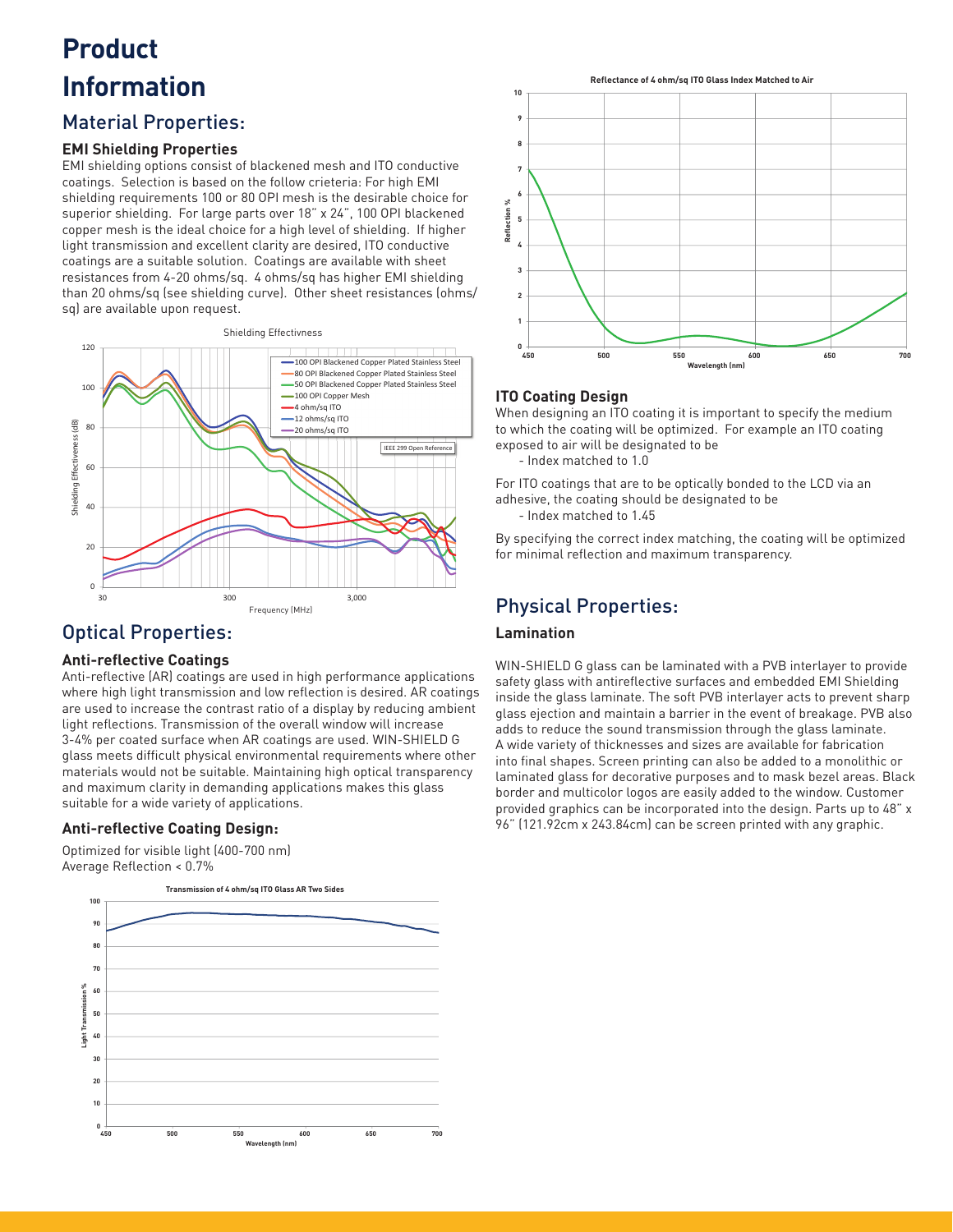# Product Information

## Material Properties:

### EMI Shielding Properties

EMI shielding options consist of blackened mesh and ITO conductive coatings. Selection is based on the follow crieteria: For high EMI shielding requirements 100 or 80 OPI mesh is the desirable choice for superior shielding. For large parts over 18" x 24", 100 OPI blackened copper mesh is the ideal choice for a high level of shielding. If higher light transmission and excellent clarity are desired, ITO conductive coatings are a suitable solution. Coatings are available with sheet resistances from 4-20 ohms/sq. 4 ohms/sq has higher EMI shielding than 20 ohms/sq (see shielding curve). Other sheet resistances (ohms/sq) are available upon request.

## Optical Properties:

### Anti-reflective Coatings

Anti-reflective (AR) coatings are used in high performance applications where high light transmission and low reflection is desired. AR coatings are used to increase the contrast ratio of a display by reducing ambient light reflections. Transmission of the overall window will increase 3-4% per coated surface when AR coatings are used. WIN-SHIELD G glass meets difficult physical environmental requirements where other materials would not be suitable. Maintaining high optical transparency and maximum clarity in demanding applications makes this glass suitable for a wide variety of applications.

### Anti-reflective Coating Design:

Optimized for visible light (400-700 nm)
Average Reflection < 0.7%

### ITO Coating Design

When designing an ITO coating it is important to specify the medium to which the coating will be optimized. For example an ITO coating exposed to air will be designated to be

- Index matched to 1.0

For ITO coatings that are to be optically bonded to the LCD via an adhesive, the coating should be designated to be

- Index matched to 1.45

By specifying the correct index matching, the coating will be optimized for minimal reflection and maximum transparency.

## Physical Properties:

### Lamination

WIN-SHIELD G glass can be laminated with a PVB interlayer to provide safety glass with antireflective surfaces and embedded EMI Shielding inside the glass laminate. The soft PVB interlayer acts to prevent sharp glass ejection and maintain a barrier in the event of breakage. PVB also adds to reduce the sound transmission through the glass laminate. A wide variety of thicknesses and sizes are available for fabrication into final shapes. Screen printing can also be added to a monolithic or laminated glass for decorative purposes and to mask bezel areas. Black border and multicolor logos are easily added to the window. Customer provided graphics can be incorporated into the design. Parts up to 48" x 96" (121.92cm x 243.84cm) can be screen printed with any graphic.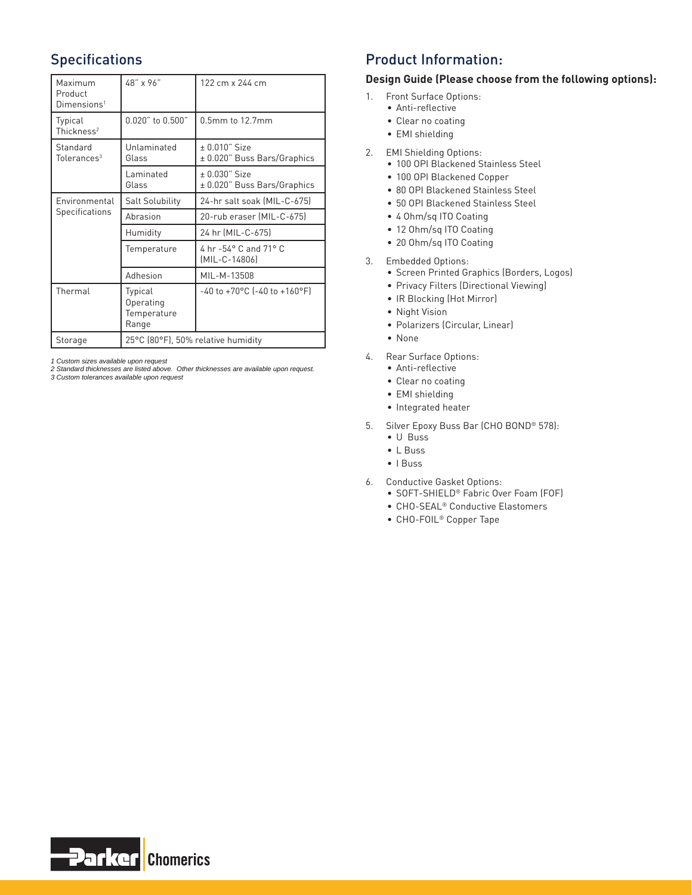## Specifications

| | | |
|---|---|---|
| Maximum Product Dimensions[1] | 48" x 96" | 122 cm x 244 cm |
| Typical Thickness[2] | 0.020" to 0.500" | 0.5mm to 12.7mm |
| Standard Tolerances[3] | Unlaminated Glass | ± 0.010" Size<br>± 0.020" Buss Bars/Graphics |
| | Laminated Glass | ± 0.030" Size<br>± 0.020" Buss Bars/Graphics |
| Environmental Specifications | Salt Solubility | 24-hr salt soak (MIL-C-675) |
| | Abrasion | 20-rub eraser (MIL-C-675) |
| | Humidity | 24 hr (MIL-C-675) |
| | Temperature | 4 hr -54° C and 71° C (MIL-C-14806) |
| | Adhesion | MIL-M-13508 |
| Thermal | Typical Operating Temperature Range | -40 to +70°C (-40 to +160°F) |
| Storage | 25°C (80°F), 50% relative humidity | |

*1 Custom sizes available upon request*
*2 Standard thicknesses are listed above. Other thicknesses are available upon request.*
*3 Custom tolerances available upon request*

## Product Information:

### Design Guide (Please choose from the following options):

1. Front Surface Options:
   - Anti-reflective
   - Clear no coating
   - EMI shielding
2. EMI Shielding Options:
   - 100 OPI Blackened Stainless Steel
   - 100 OPI Blackened Copper
   - 80 OPI Blackened Stainless Steel
   - 50 OPI Blackened Stainless Steel
   - 4 Ohm/sq ITO Coating
   - 12 Ohm/sq ITO Coating
   - 20 Ohm/sq ITO Coating
3. Embedded Options:
   - Screen Printed Graphics (Borders, Logos)
   - Privacy Filters (Directional Viewing)
   - IR Blocking (Hot Mirror)
   - Night Vision
   - Polarizers (Circular, Linear)
   - None
4. Rear Surface Options:
   - Anti-reflective
   - Clear no coating
   - EMI shielding
   - Integrated heater
5. Silver Epoxy Buss Bar (CHO BOND® 578):
   - U Buss
   - L Buss
   - I Buss
6. Conductive Gasket Options:
   - SOFT-SHIELD® Fabric Over Foam (FOF)
   - CHO-SEAL® Conductive Elastomers
   - CHO-FOIL® Copper Tape